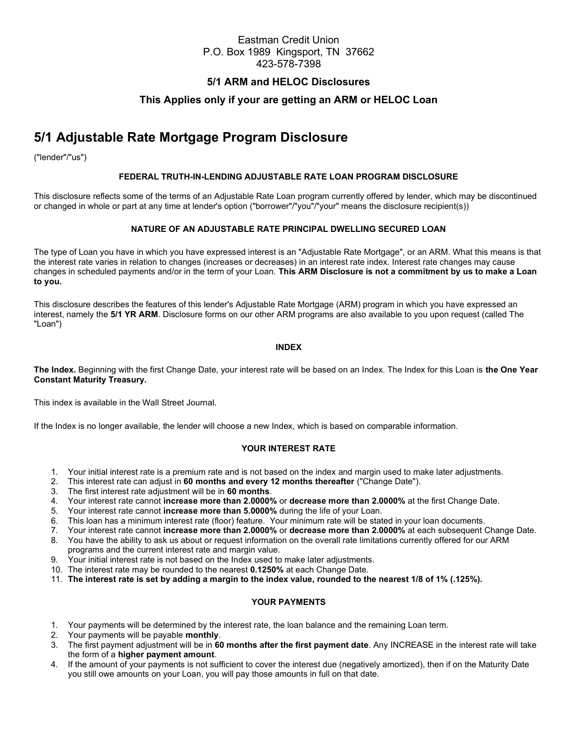Eastman Credit Union
P.O. Box 1989 Kingsport, TN 37662
423-578-7398

**5/1 ARM and HELOC Disclosures**

**This Applies only if your are getting an ARM or HELOC Loan**

# 5/1 Adjustable Rate Mortgage Program Disclosure

("lender"/"us")

### FEDERAL TRUTH-IN-LENDING ADJUSTABLE RATE LOAN PROGRAM DISCLOSURE

This disclosure reflects some of the terms of an Adjustable Rate Loan program currently offered by lender, which may be discontinued or changed in whole or part at any time at lender's option ("borrower"/"you"/"your" means the disclosure recipient(s))

### NATURE OF AN ADJUSTABLE RATE PRINCIPAL DWELLING SECURED LOAN

The type of Loan you have in which you have expressed interest is an "Adjustable Rate Mortgage", or an ARM. What this means is that the interest rate varies in relation to changes (increases or decreases) in an interest rate index. Interest rate changes may cause changes in scheduled payments and/or in the term of your Loan. **This ARM Disclosure is not a commitment by us to make a Loan to you.**

This disclosure describes the features of this lender's Adjustable Rate Mortgage (ARM) program in which you have expressed an interest, namely the **5/1 YR ARM**. Disclosure forms on our other ARM programs are also available to you upon request (called The "Loan")

### INDEX

**The Index.** Beginning with the first Change Date, your interest rate will be based on an Index. The Index for this Loan is **the One Year Constant Maturity Treasury.**

This index is available in the Wall Street Journal.

If the Index is no longer available, the lender will choose a new Index, which is based on comparable information.

### YOUR INTEREST RATE

1. Your initial interest rate is a premium rate and is not based on the index and margin used to make later adjustments.
2. This interest rate can adjust in **60 months and every 12 months thereafter** ("Change Date").
3. The first interest rate adjustment will be in **60 months**.
4. Your interest rate cannot **increase more than 2.0000%** or **decrease more than 2.0000%** at the first Change Date.
5. Your interest rate cannot **increase more than 5.0000%** during the life of your Loan.
6. This loan has a minimum interest rate (floor) feature. Your minimum rate will be stated in your loan documents.
7. Your interest rate cannot **increase more than 2.0000%** or **decrease more than 2.0000%** at each subsequent Change Date.
8. You have the ability to ask us about or request information on the overall rate limitations currently offered for our ARM programs and the current interest rate and margin value.
9. Your initial interest rate is not based on the Index used to make later adjustments.
10. The interest rate may be rounded to the nearest **0.1250%** at each Change Date.
11. **The interest rate is set by adding a margin to the index value, rounded to the nearest 1/8 of 1% (.125%).**

### YOUR PAYMENTS

1. Your payments will be determined by the interest rate, the loan balance and the remaining Loan term.
2. Your payments will be payable **monthly**.
3. The first payment adjustment will be in **60 months after the first payment date**. Any INCREASE in the interest rate will take the form of a **higher payment amount**.
4. If the amount of your payments is not sufficient to cover the interest due (negatively amortized), then if on the Maturity Date you still owe amounts on your Loan, you will pay those amounts in full on that date.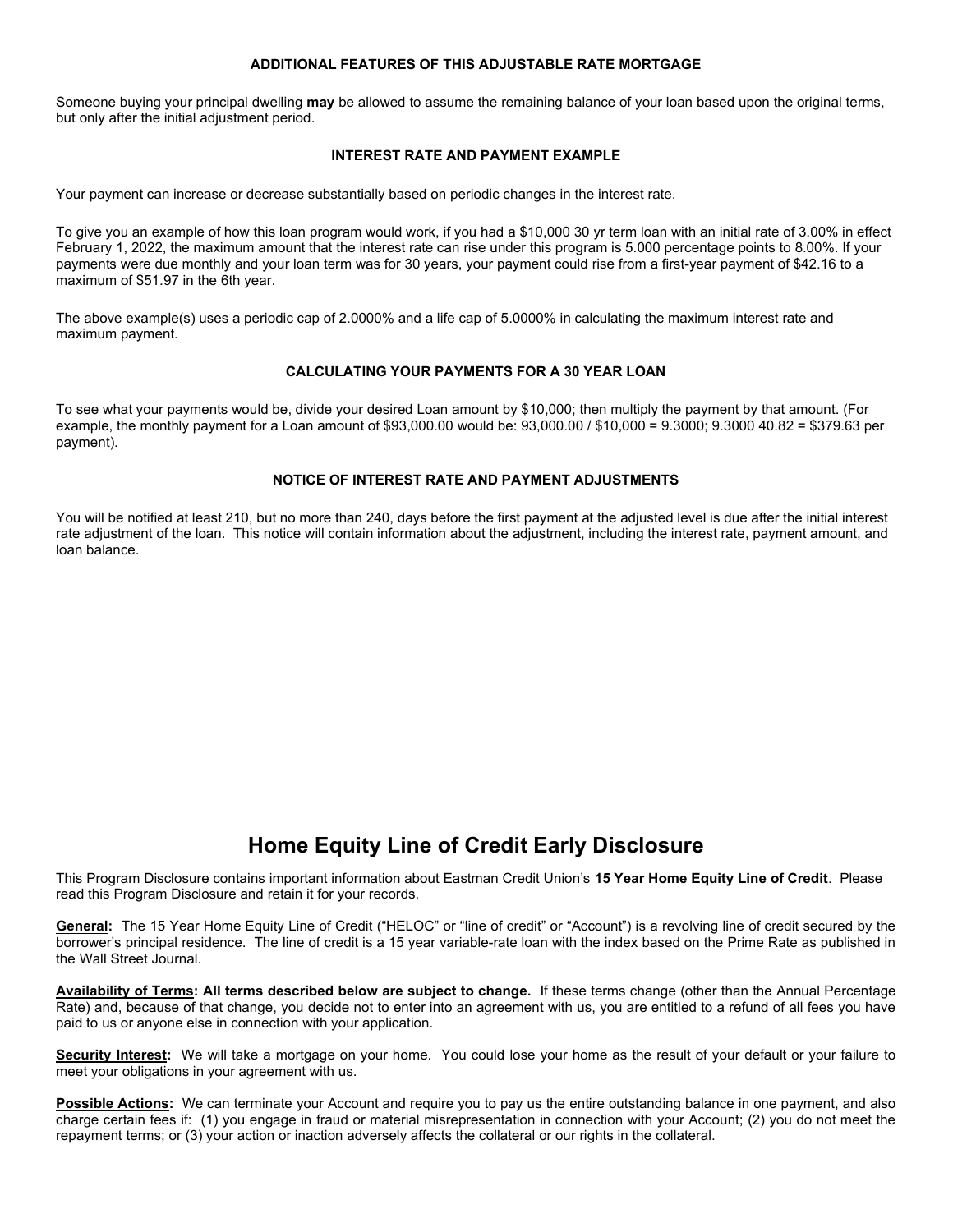### ADDITIONAL FEATURES OF THIS ADJUSTABLE RATE MORTGAGE

Someone buying your principal dwelling **may** be allowed to assume the remaining balance of your loan based upon the original terms, but only after the initial adjustment period.

### INTEREST RATE AND PAYMENT EXAMPLE

Your payment can increase or decrease substantially based on periodic changes in the interest rate.

To give you an example of how this loan program would work, if you had a $10,000 30 yr term loan with an initial rate of 3.00% in effect February 1, 2022, the maximum amount that the interest rate can rise under this program is 5.000 percentage points to 8.00%. If your payments were due monthly and your loan term was for 30 years, your payment could rise from a first-year payment of $42.16 to a maximum of $51.97 in the 6th year.

The above example(s) uses a periodic cap of 2.0000% and a life cap of 5.0000% in calculating the maximum interest rate and maximum payment.

### CALCULATING YOUR PAYMENTS FOR A 30 YEAR LOAN

To see what your payments would be, divide your desired Loan amount by $10,000; then multiply the payment by that amount. (For example, the monthly payment for a Loan amount of $93,000.00 would be: 93,000.00 / $10,000 = 9.3000; 9.3000 40.82 = $379.63 per payment).

### NOTICE OF INTEREST RATE AND PAYMENT ADJUSTMENTS

You will be notified at least 210, but no more than 240, days before the first payment at the adjusted level is due after the initial interest rate adjustment of the loan. This notice will contain information about the adjustment, including the interest rate, payment amount, and loan balance.

# Home Equity Line of Credit Early Disclosure

This Program Disclosure contains important information about Eastman Credit Union's **15 Year Home Equity Line of Credit**. Please read this Program Disclosure and retain it for your records.

**General:** The 15 Year Home Equity Line of Credit ("HELOC" or "line of credit" or "Account") is a revolving line of credit secured by the borrower's principal residence. The line of credit is a 15 year variable-rate loan with the index based on the Prime Rate as published in the Wall Street Journal.

**Availability of Terms: All terms described below are subject to change.** If these terms change (other than the Annual Percentage Rate) and, because of that change, you decide not to enter into an agreement with us, you are entitled to a refund of all fees you have paid to us or anyone else in connection with your application.

**Security Interest:** We will take a mortgage on your home. You could lose your home as the result of your default or your failure to meet your obligations in your agreement with us.

**Possible Actions:** We can terminate your Account and require you to pay us the entire outstanding balance in one payment, and also charge certain fees if: (1) you engage in fraud or material misrepresentation in connection with your Account; (2) you do not meet the repayment terms; or (3) your action or inaction adversely affects the collateral or our rights in the collateral.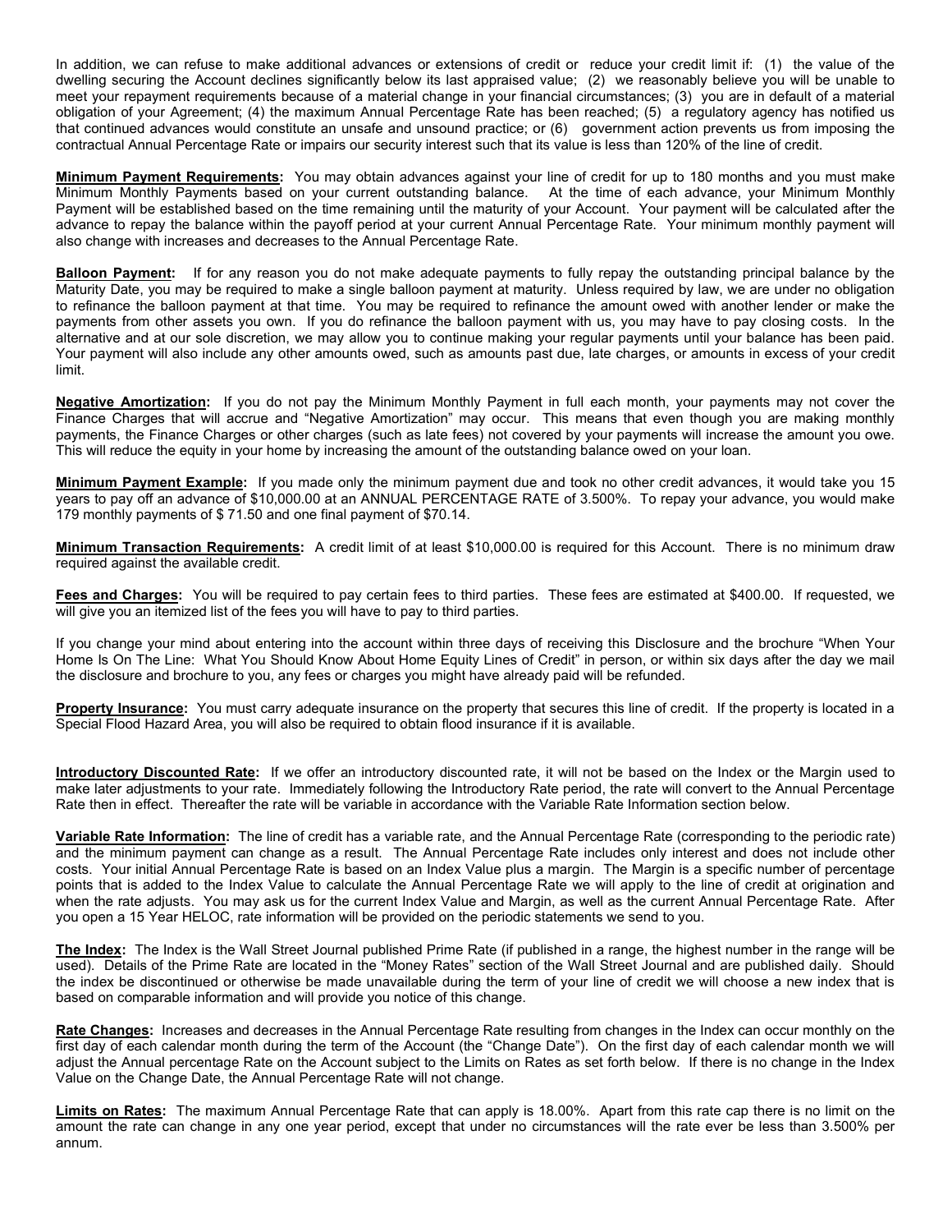In addition, we can refuse to make additional advances or extensions of credit or reduce your credit limit if: (1) the value of the dwelling securing the Account declines significantly below its last appraised value; (2) we reasonably believe you will be unable to meet your repayment requirements because of a material change in your financial circumstances; (3) you are in default of a material obligation of your Agreement; (4) the maximum Annual Percentage Rate has been reached; (5) a regulatory agency has notified us that continued advances would constitute an unsafe and unsound practice; or (6) government action prevents us from imposing the contractual Annual Percentage Rate or impairs our security interest such that its value is less than 120% of the line of credit.

**Minimum Payment Requirements:** You may obtain advances against your line of credit for up to 180 months and you must make Minimum Monthly Payments based on your current outstanding balance. At the time of each advance, your Minimum Monthly Payment will be established based on the time remaining until the maturity of your Account. Your payment will be calculated after the advance to repay the balance within the payoff period at your current Annual Percentage Rate. Your minimum monthly payment will also change with increases and decreases to the Annual Percentage Rate.

**Balloon Payment:** If for any reason you do not make adequate payments to fully repay the outstanding principal balance by the Maturity Date, you may be required to make a single balloon payment at maturity. Unless required by law, we are under no obligation to refinance the balloon payment at that time. You may be required to refinance the amount owed with another lender or make the payments from other assets you own. If you do refinance the balloon payment with us, you may have to pay closing costs. In the alternative and at our sole discretion, we may allow you to continue making your regular payments until your balance has been paid. Your payment will also include any other amounts owed, such as amounts past due, late charges, or amounts in excess of your credit limit.

**Negative Amortization:** If you do not pay the Minimum Monthly Payment in full each month, your payments may not cover the Finance Charges that will accrue and "Negative Amortization" may occur. This means that even though you are making monthly payments, the Finance Charges or other charges (such as late fees) not covered by your payments will increase the amount you owe. This will reduce the equity in your home by increasing the amount of the outstanding balance owed on your loan.

**Minimum Payment Example:** If you made only the minimum payment due and took no other credit advances, it would take you 15 years to pay off an advance of $10,000.00 at an ANNUAL PERCENTAGE RATE of 3.500%. To repay your advance, you would make 179 monthly payments of $ 71.50 and one final payment of $70.14.

**Minimum Transaction Requirements:** A credit limit of at least $10,000.00 is required for this Account. There is no minimum draw required against the available credit.

**Fees and Charges:** You will be required to pay certain fees to third parties. These fees are estimated at $400.00. If requested, we will give you an itemized list of the fees you will have to pay to third parties.

If you change your mind about entering into the account within three days of receiving this Disclosure and the brochure "When Your Home Is On The Line: What You Should Know About Home Equity Lines of Credit" in person, or within six days after the day we mail the disclosure and brochure to you, any fees or charges you might have already paid will be refunded.

**Property Insurance:** You must carry adequate insurance on the property that secures this line of credit. If the property is located in a Special Flood Hazard Area, you will also be required to obtain flood insurance if it is available.

**Introductory Discounted Rate:** If we offer an introductory discounted rate, it will not be based on the Index or the Margin used to make later adjustments to your rate. Immediately following the Introductory Rate period, the rate will convert to the Annual Percentage Rate then in effect. Thereafter the rate will be variable in accordance with the Variable Rate Information section below.

**Variable Rate Information:** The line of credit has a variable rate, and the Annual Percentage Rate (corresponding to the periodic rate) and the minimum payment can change as a result. The Annual Percentage Rate includes only interest and does not include other costs. Your initial Annual Percentage Rate is based on an Index Value plus a margin. The Margin is a specific number of percentage points that is added to the Index Value to calculate the Annual Percentage Rate we will apply to the line of credit at origination and when the rate adjusts. You may ask us for the current Index Value and Margin, as well as the current Annual Percentage Rate. After you open a 15 Year HELOC, rate information will be provided on the periodic statements we send to you.

**The Index:** The Index is the Wall Street Journal published Prime Rate (if published in a range, the highest number in the range will be used). Details of the Prime Rate are located in the "Money Rates" section of the Wall Street Journal and are published daily. Should the index be discontinued or otherwise be made unavailable during the term of your line of credit we will choose a new index that is based on comparable information and will provide you notice of this change.

**Rate Changes:** Increases and decreases in the Annual Percentage Rate resulting from changes in the Index can occur monthly on the first day of each calendar month during the term of the Account (the "Change Date"). On the first day of each calendar month we will adjust the Annual percentage Rate on the Account subject to the Limits on Rates as set forth below. If there is no change in the Index Value on the Change Date, the Annual Percentage Rate will not change.

**Limits on Rates:** The maximum Annual Percentage Rate that can apply is 18.00%. Apart from this rate cap there is no limit on the amount the rate can change in any one year period, except that under no circumstances will the rate ever be less than 3.500% per annum.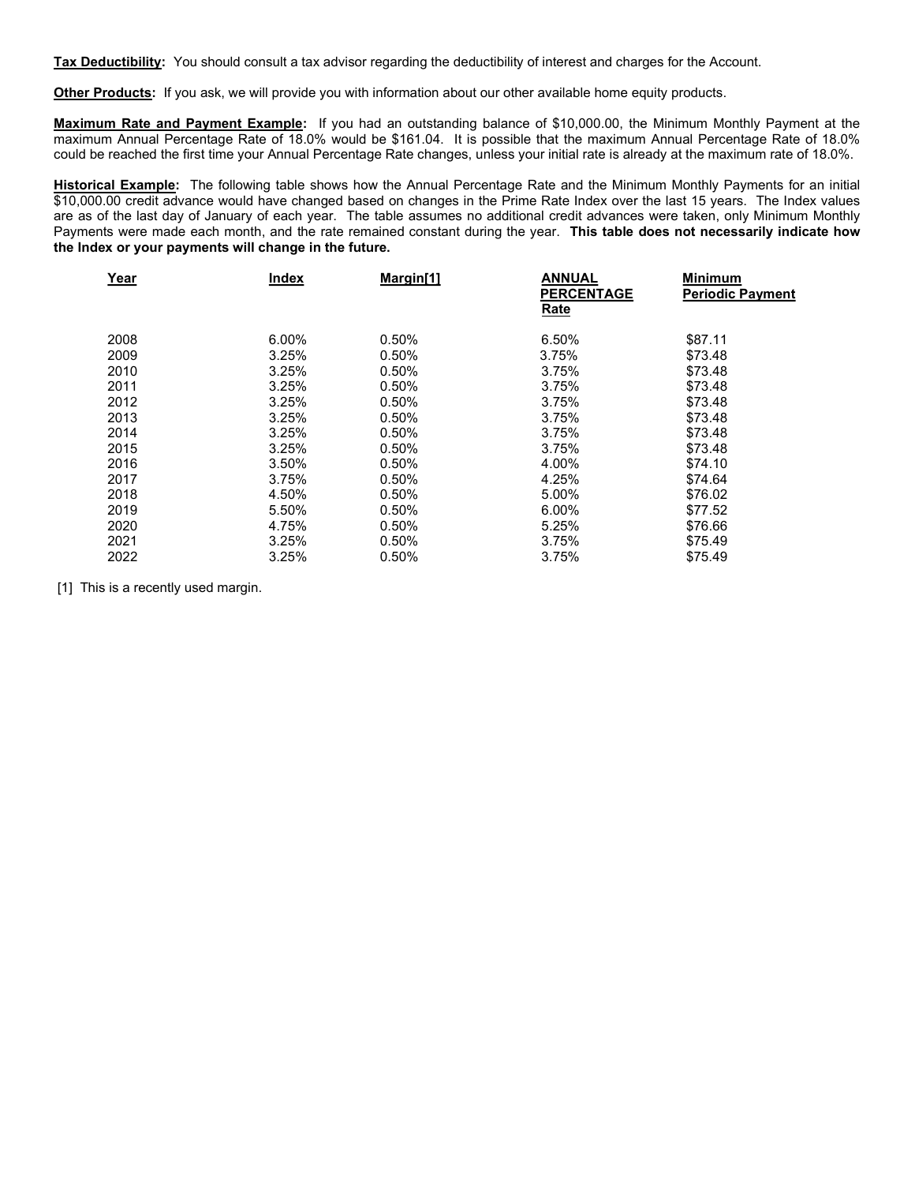**Tax Deductibility:** You should consult a tax advisor regarding the deductibility of interest and charges for the Account.

**Other Products:** If you ask, we will provide you with information about our other available home equity products.

**Maximum Rate and Payment Example:** If you had an outstanding balance of $10,000.00, the Minimum Monthly Payment at the maximum Annual Percentage Rate of 18.0% would be $161.04. It is possible that the maximum Annual Percentage Rate of 18.0% could be reached the first time your Annual Percentage Rate changes, unless your initial rate is already at the maximum rate of 18.0%.

**Historical Example:** The following table shows how the Annual Percentage Rate and the Minimum Monthly Payments for an initial $10,000.00 credit advance would have changed based on changes in the Prime Rate Index over the last 15 years. The Index values are as of the last day of January of each year. The table assumes no additional credit advances were taken, only Minimum Monthly Payments were made each month, and the rate remained constant during the year. **This table does not necessarily indicate how the Index or your payments will change in the future.**

| Year | Index | Margin[1] | ANNUAL PERCENTAGE Rate | Minimum Periodic Payment |
|---|---|---|---|---|
| 2008 | 6.00% | 0.50% | 6.50% | $87.11 |
| 2009 | 3.25% | 0.50% | 3.75% | $73.48 |
| 2010 | 3.25% | 0.50% | 3.75% | $73.48 |
| 2011 | 3.25% | 0.50% | 3.75% | $73.48 |
| 2012 | 3.25% | 0.50% | 3.75% | $73.48 |
| 2013 | 3.25% | 0.50% | 3.75% | $73.48 |
| 2014 | 3.25% | 0.50% | 3.75% | $73.48 |
| 2015 | 3.25% | 0.50% | 3.75% | $73.48 |
| 2016 | 3.50% | 0.50% | 4.00% | $74.10 |
| 2017 | 3.75% | 0.50% | 4.25% | $74.64 |
| 2018 | 4.50% | 0.50% | 5.00% | $76.02 |
| 2019 | 5.50% | 0.50% | 6.00% | $77.52 |
| 2020 | 4.75% | 0.50% | 5.25% | $76.66 |
| 2021 | 3.25% | 0.50% | 3.75% | $75.49 |
| 2022 | 3.25% | 0.50% | 3.75% | $75.49 |

[1] This is a recently used margin.